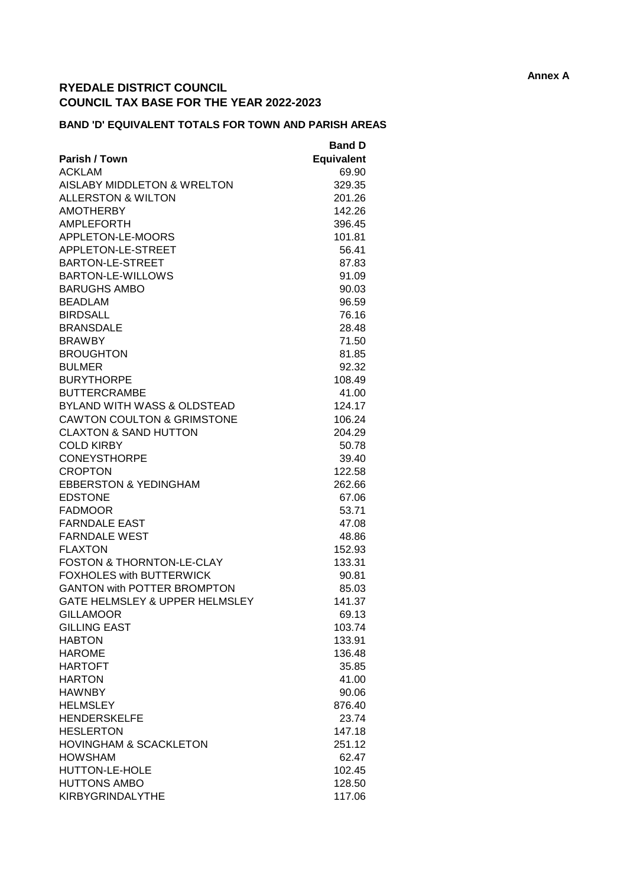Annex A

# RYEDALE DISTRICT COUNCIL
# COUNCIL TAX BASE FOR THE YEAR 2022-2023

## BAND 'D' EQUIVALENT TOTALS FOR TOWN AND PARISH AREAS

| Parish / Town | Band D Equivalent |
|---|---|
| ACKLAM | 69.90 |
| AISLABY MIDDLETON & WRELTON | 329.35 |
| ALLERSTON & WILTON | 201.26 |
| AMOTHERBY | 142.26 |
| AMPLEFORTH | 396.45 |
| APPLETON-LE-MOORS | 101.81 |
| APPLETON-LE-STREET | 56.41 |
| BARTON-LE-STREET | 87.83 |
| BARTON-LE-WILLOWS | 91.09 |
| BARUGHS AMBO | 90.03 |
| BEADLAM | 96.59 |
| BIRDSALL | 76.16 |
| BRANSDALE | 28.48 |
| BRAWBY | 71.50 |
| BROUGHTON | 81.85 |
| BULMER | 92.32 |
| BURYTHORPE | 108.49 |
| BUTTERCRAMBE | 41.00 |
| BYLAND WITH WASS & OLDSTEAD | 124.17 |
| CAWTON COULTON & GRIMSTONE | 106.24 |
| CLAXTON & SAND HUTTON | 204.29 |
| COLD KIRBY | 50.78 |
| CONEYSTHORPE | 39.40 |
| CROPTON | 122.58 |
| EBBERSTON & YEDINGHAM | 262.66 |
| EDSTONE | 67.06 |
| FADMOOR | 53.71 |
| FARNDALE EAST | 47.08 |
| FARNDALE WEST | 48.86 |
| FLAXTON | 152.93 |
| FOSTON & THORNTON-LE-CLAY | 133.31 |
| FOXHOLES with BUTTERWICK | 90.81 |
| GANTON with POTTER BROMPTON | 85.03 |
| GATE HELMSLEY & UPPER HELMSLEY | 141.37 |
| GILLAMOOR | 69.13 |
| GILLING EAST | 103.74 |
| HABTON | 133.91 |
| HAROME | 136.48 |
| HARTOFT | 35.85 |
| HARTON | 41.00 |
| HAWNBY | 90.06 |
| HELMSLEY | 876.40 |
| HENDERSKELFE | 23.74 |
| HESLERTON | 147.18 |
| HOVINGHAM & SCACKLETON | 251.12 |
| HOWSHAM | 62.47 |
| HUTTON-LE-HOLE | 102.45 |
| HUTTONS AMBO | 128.50 |
| KIRBYGRINDALYTHE | 117.06 |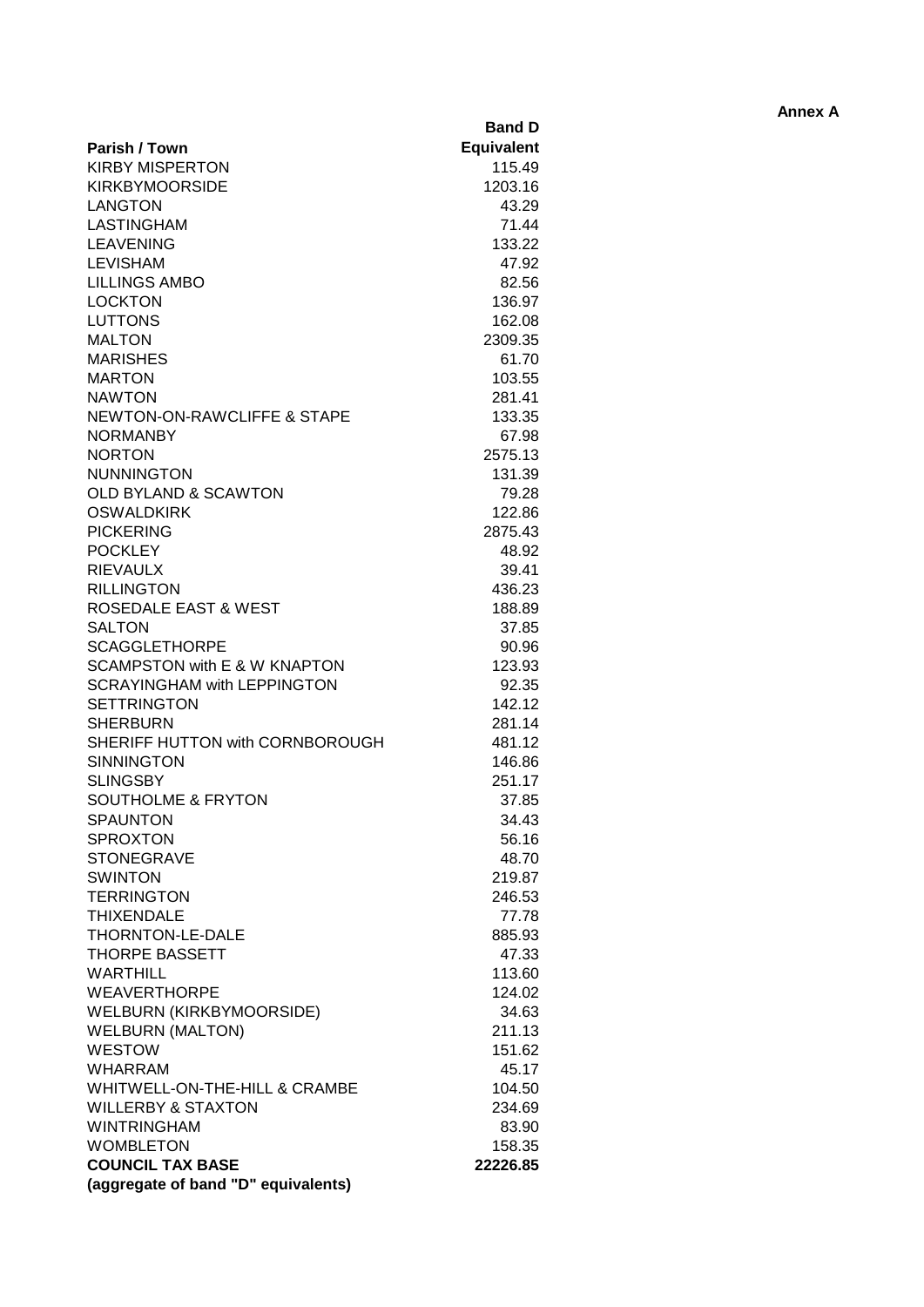**Annex A**

| **Parish / Town** | **Band D Equivalent** |
|---|---|
| KIRBY MISPERTON | 115.49 |
| KIRKBYMOORSIDE | 1203.16 |
| LANGTON | 43.29 |
| LASTINGHAM | 71.44 |
| LEAVENING | 133.22 |
| LEVISHAM | 47.92 |
| LILLINGS AMBO | 82.56 |
| LOCKTON | 136.97 |
| LUTTONS | 162.08 |
| MALTON | 2309.35 |
| MARISHES | 61.70 |
| MARTON | 103.55 |
| NAWTON | 281.41 |
| NEWTON-ON-RAWCLIFFE & STAPE | 133.35 |
| NORMANBY | 67.98 |
| NORTON | 2575.13 |
| NUNNINGTON | 131.39 |
| OLD BYLAND & SCAWTON | 79.28 |
| OSWALDKIRK | 122.86 |
| PICKERING | 2875.43 |
| POCKLEY | 48.92 |
| RIEVAULX | 39.41 |
| RILLINGTON | 436.23 |
| ROSEDALE EAST & WEST | 188.89 |
| SALTON | 37.85 |
| SCAGGLETHORPE | 90.96 |
| SCAMPSTON with E & W KNAPTON | 123.93 |
| SCRAYINGHAM with LEPPINGTON | 92.35 |
| SETTRINGTON | 142.12 |
| SHERBURN | 281.14 |
| SHERIFF HUTTON with CORNBOROUGH | 481.12 |
| SINNINGTON | 146.86 |
| SLINGSBY | 251.17 |
| SOUTHOLME & FRYTON | 37.85 |
| SPAUNTON | 34.43 |
| SPROXTON | 56.16 |
| STONEGRAVE | 48.70 |
| SWINTON | 219.87 |
| TERRINGTON | 246.53 |
| THIXENDALE | 77.78 |
| THORNTON-LE-DALE | 885.93 |
| THORPE BASSETT | 47.33 |
| WARTHILL | 113.60 |
| WEAVERTHORPE | 124.02 |
| WELBURN (KIRKBYMOORSIDE) | 34.63 |
| WELBURN (MALTON) | 211.13 |
| WESTOW | 151.62 |
| WHARRAM | 45.17 |
| WHITWELL-ON-THE-HILL & CRAMBE | 104.50 |
| WILLERBY & STAXTON | 234.69 |
| WINTRINGHAM | 83.90 |
| WOMBLETON | 158.35 |
| **COUNCIL TAX BASE (aggregate of band "D" equivalents)** | **22226.85** |